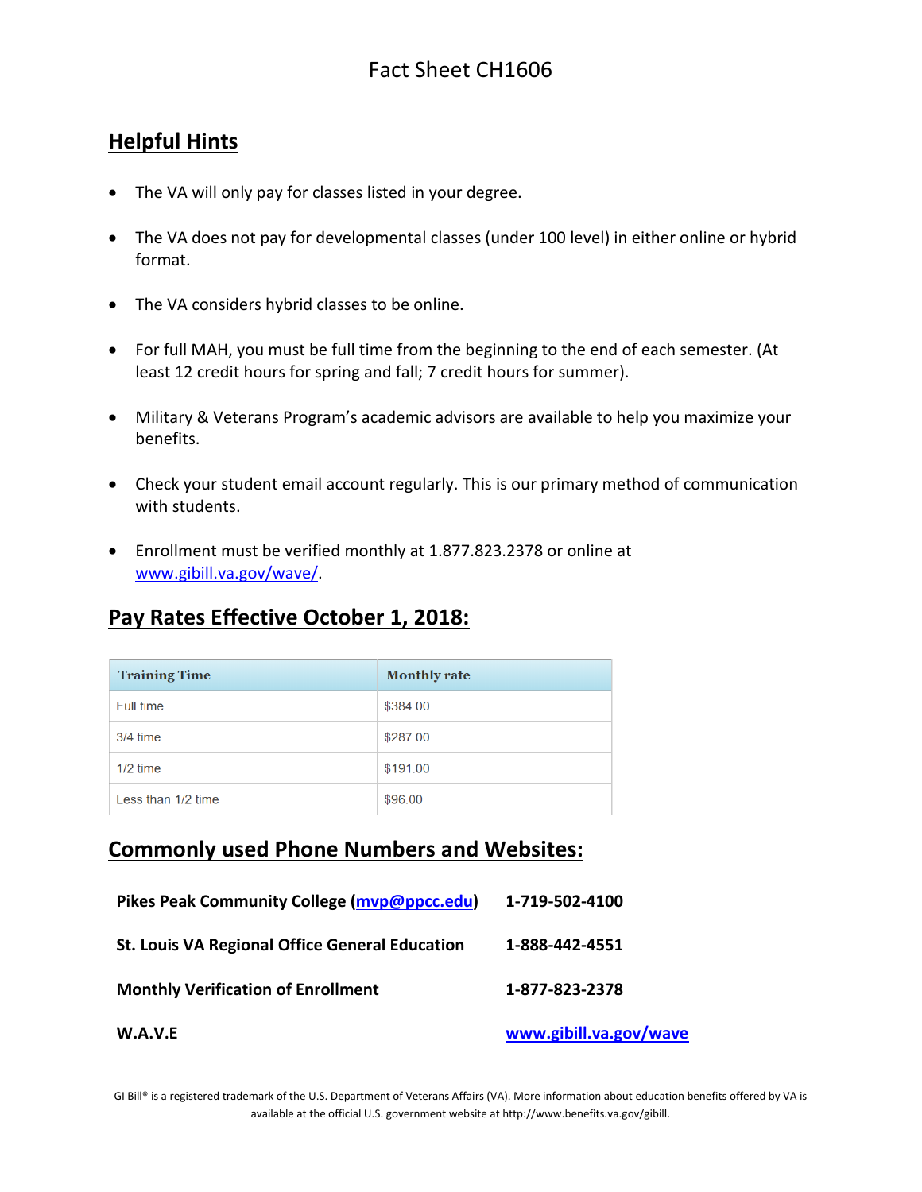# Fact Sheet CH1606

## Helpful Hints

- The VA will only pay for classes listed in your degree.
- The VA does not pay for developmental classes (under 100 level) in either online or hybrid format.
- The VA considers hybrid classes to be online.
- For full MAH, you must be full time from the beginning to the end of each semester. (At least 12 credit hours for spring and fall; 7 credit hours for summer).
- Military & Veterans Program's academic advisors are available to help you maximize your benefits.
- Check your student email account regularly. This is our primary method of communication with students.
- Enrollment must be verified monthly at 1.877.823.2378 or online at [www.gibill.va.gov/wave/](www.gibill.va.gov/wave/).

## Pay Rates Effective October 1, 2018:

| Training Time | Monthly rate |
|---|---|
| Full time | $384.00 |
| 3/4 time | $287.00 |
| 1/2 time | $191.00 |
| Less than 1/2 time | $96.00 |

## Commonly used Phone Numbers and Websites:

| | |
|---|---|
| **Pikes Peak Community College (mvp@ppcc.edu)** | **1-719-502-4100** |
| **St. Louis VA Regional Office General Education** | **1-888-442-4551** |
| **Monthly Verification of Enrollment** | **1-877-823-2378** |
| **W.A.V.E** | **www.gibill.va.gov/wave** |

GI Bill® is a registered trademark of the U.S. Department of Veterans Affairs (VA). More information about education benefits offered by VA is available at the official U.S. government website at http://www.benefits.va.gov/gibill.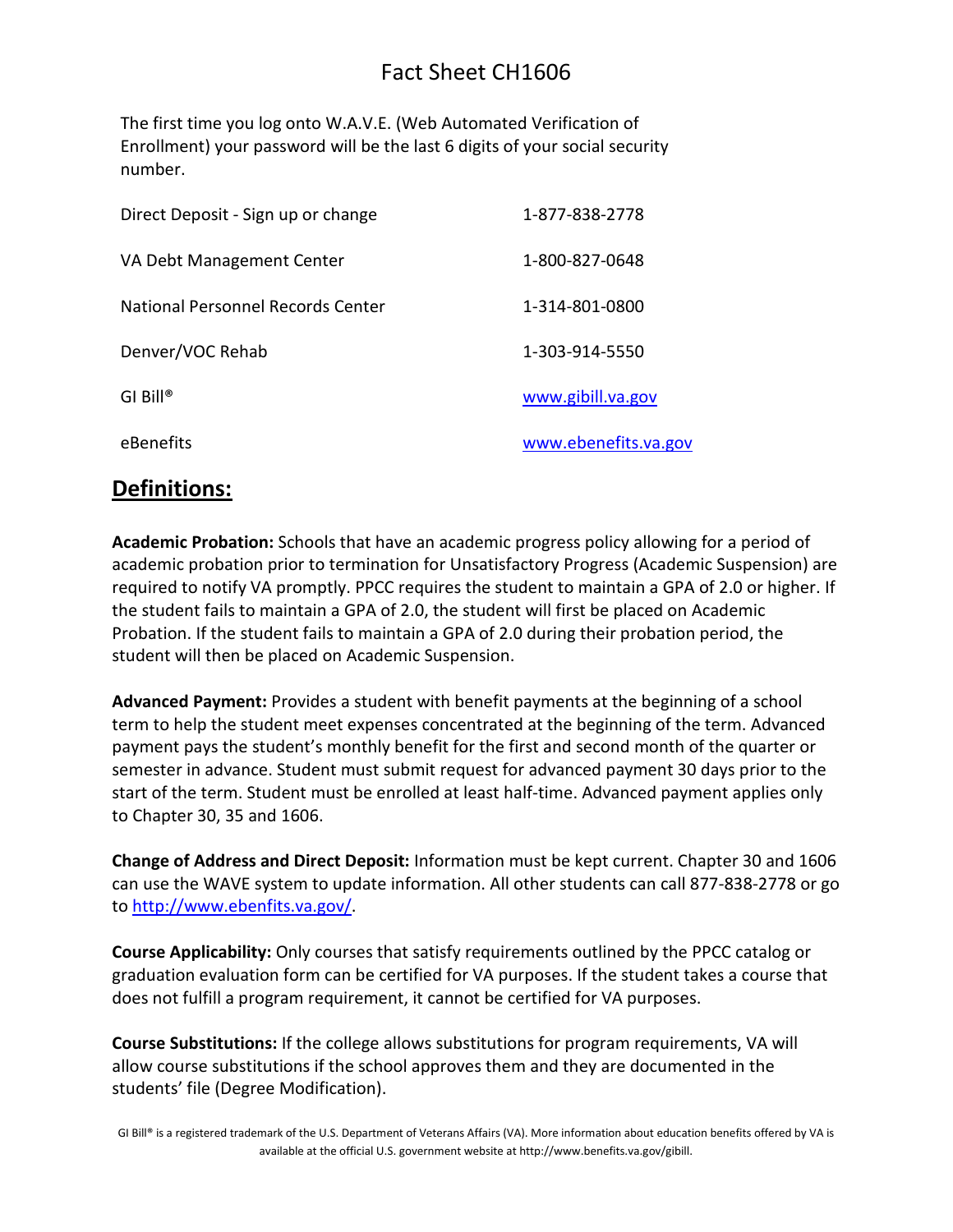# Fact Sheet CH1606

The first time you log onto W.A.V.E. (Web Automated Verification of Enrollment) your password will be the last 6 digits of your social security number.

| | |
|---|---|
| Direct Deposit - Sign up or change | 1-877-838-2778 |
| VA Debt Management Center | 1-800-827-0648 |
| National Personnel Records Center | 1-314-801-0800 |
| Denver/VOC Rehab | 1-303-914-5550 |
| GI Bill® | www.gibill.va.gov |
| eBenefits | www.ebenefits.va.gov |

## Definitions:

**Academic Probation:** Schools that have an academic progress policy allowing for a period of academic probation prior to termination for Unsatisfactory Progress (Academic Suspension) are required to notify VA promptly. PPCC requires the student to maintain a GPA of 2.0 or higher. If the student fails to maintain a GPA of 2.0, the student will first be placed on Academic Probation. If the student fails to maintain a GPA of 2.0 during their probation period, the student will then be placed on Academic Suspension.

**Advanced Payment:** Provides a student with benefit payments at the beginning of a school term to help the student meet expenses concentrated at the beginning of the term. Advanced payment pays the student's monthly benefit for the first and second month of the quarter or semester in advance. Student must submit request for advanced payment 30 days prior to the start of the term. Student must be enrolled at least half-time. Advanced payment applies only to Chapter 30, 35 and 1606.

**Change of Address and Direct Deposit:** Information must be kept current. Chapter 30 and 1606 can use the WAVE system to update information. All other students can call 877-838-2778 or go to http://www.ebenfits.va.gov/.

**Course Applicability:** Only courses that satisfy requirements outlined by the PPCC catalog or graduation evaluation form can be certified for VA purposes. If the student takes a course that does not fulfill a program requirement, it cannot be certified for VA purposes.

**Course Substitutions:** If the college allows substitutions for program requirements, VA will allow course substitutions if the school approves them and they are documented in the students' file (Degree Modification).

GI Bill® is a registered trademark of the U.S. Department of Veterans Affairs (VA). More information about education benefits offered by VA is available at the official U.S. government website at http://www.benefits.va.gov/gibill.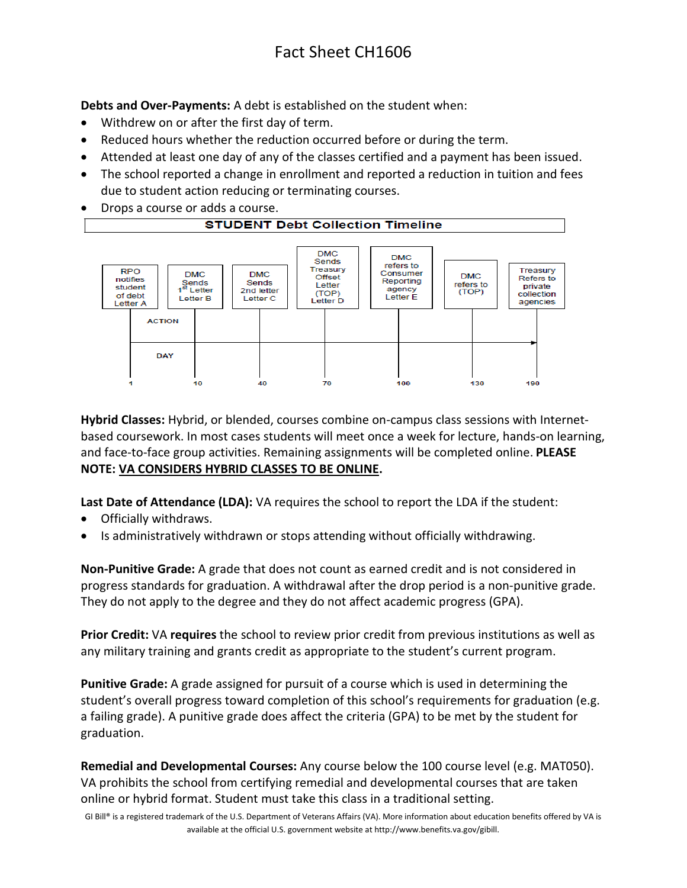# Fact Sheet CH1606

**Debts and Over-Payments:** A debt is established on the student when:

- Withdrew on or after the first day of term.
- Reduced hours whether the reduction occurred before or during the term.
- Attended at least one day of any of the classes certified and a payment has been issued.
- The school reported a change in enrollment and reported a reduction in tuition and fees due to student action reducing or terminating courses.
- Drops a course or adds a course.

**STUDENT Debt Collection Timeline**

| DAY | ACTION |
|---|---|
| 1 | RPO notifies student of debt Letter A |
| 10 | DMC Sends 1st Letter Letter B |
| 40 | DMC Sends 2nd letter Letter C |
| 70 | DMC Sends Treasury Offset Letter (TOP) Letter D |
| 100 | DMC refers to Consumer Reporting agency Letter E |
| 130 | DMC refers to (TOP) |
| 190 | Treasury Refers to private collection agencies |

**Hybrid Classes:** Hybrid, or blended, courses combine on-campus class sessions with Internet-based coursework. In most cases students will meet once a week for lecture, hands-on learning, and face-to-face group activities. Remaining assignments will be completed online. **PLEASE NOTE: VA CONSIDERS HYBRID CLASSES TO BE ONLINE.**

**Last Date of Attendance (LDA):** VA requires the school to report the LDA if the student:

- Officially withdraws.
- Is administratively withdrawn or stops attending without officially withdrawing.

**Non-Punitive Grade:** A grade that does not count as earned credit and is not considered in progress standards for graduation. A withdrawal after the drop period is a non-punitive grade. They do not apply to the degree and they do not affect academic progress (GPA).

**Prior Credit:** VA **requires** the school to review prior credit from previous institutions as well as any military training and grants credit as appropriate to the student's current program.

**Punitive Grade:** A grade assigned for pursuit of a course which is used in determining the student's overall progress toward completion of this school's requirements for graduation (e.g. a failing grade). A punitive grade does affect the criteria (GPA) to be met by the student for graduation.

**Remedial and Developmental Courses:** Any course below the 100 course level (e.g. MAT050). VA prohibits the school from certifying remedial and developmental courses that are taken online or hybrid format. Student must take this class in a traditional setting.

GI Bill® is a registered trademark of the U.S. Department of Veterans Affairs (VA). More information about education benefits offered by VA is available at the official U.S. government website at http://www.benefits.va.gov/gibill.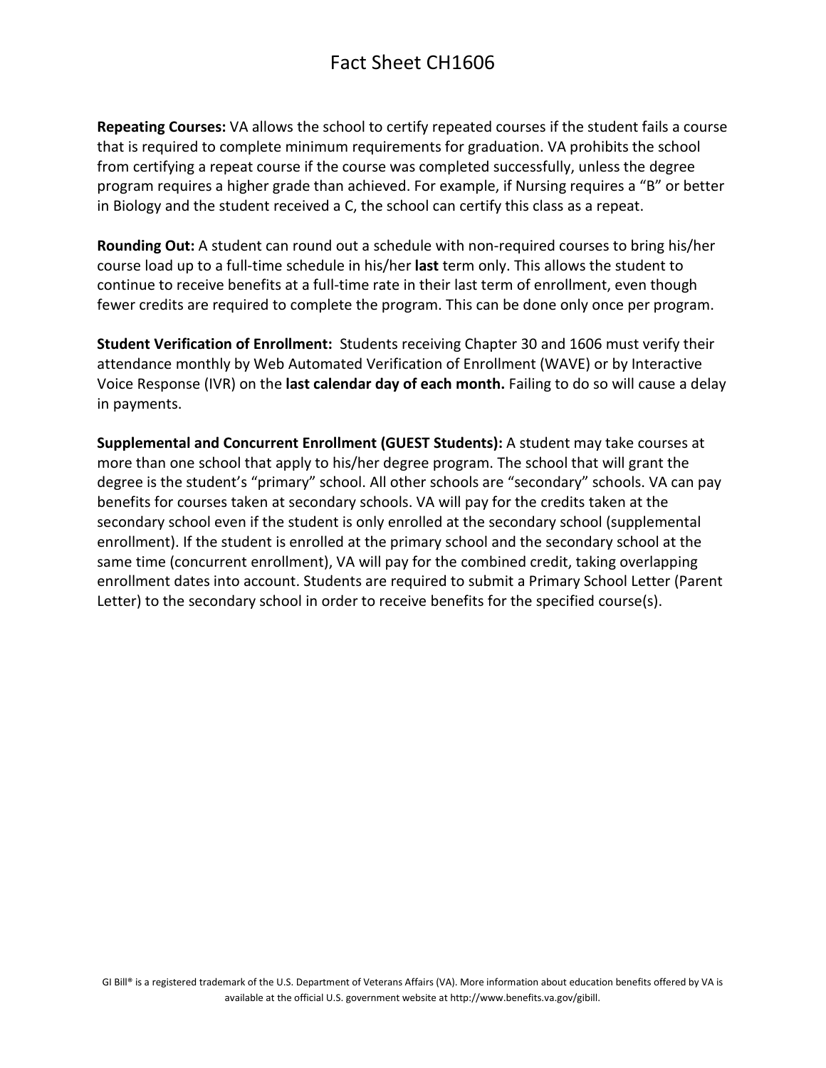**Repeating Courses:** VA allows the school to certify repeated courses if the student fails a course that is required to complete minimum requirements for graduation. VA prohibits the school from certifying a repeat course if the course was completed successfully, unless the degree program requires a higher grade than achieved. For example, if Nursing requires a "B" or better in Biology and the student received a C, the school can certify this class as a repeat.

**Rounding Out:** A student can round out a schedule with non-required courses to bring his/her course load up to a full-time schedule in his/her **last** term only. This allows the student to continue to receive benefits at a full-time rate in their last term of enrollment, even though fewer credits are required to complete the program. This can be done only once per program.

**Student Verification of Enrollment:** Students receiving Chapter 30 and 1606 must verify their attendance monthly by Web Automated Verification of Enrollment (WAVE) or by Interactive Voice Response (IVR) on the **last calendar day of each month.** Failing to do so will cause a delay in payments.

**Supplemental and Concurrent Enrollment (GUEST Students):** A student may take courses at more than one school that apply to his/her degree program. The school that will grant the degree is the student's "primary" school. All other schools are "secondary" schools. VA can pay benefits for courses taken at secondary schools. VA will pay for the credits taken at the secondary school even if the student is only enrolled at the secondary school (supplemental enrollment). If the student is enrolled at the primary school and the secondary school at the same time (concurrent enrollment), VA will pay for the combined credit, taking overlapping enrollment dates into account. Students are required to submit a Primary School Letter (Parent Letter) to the secondary school in order to receive benefits for the specified course(s).